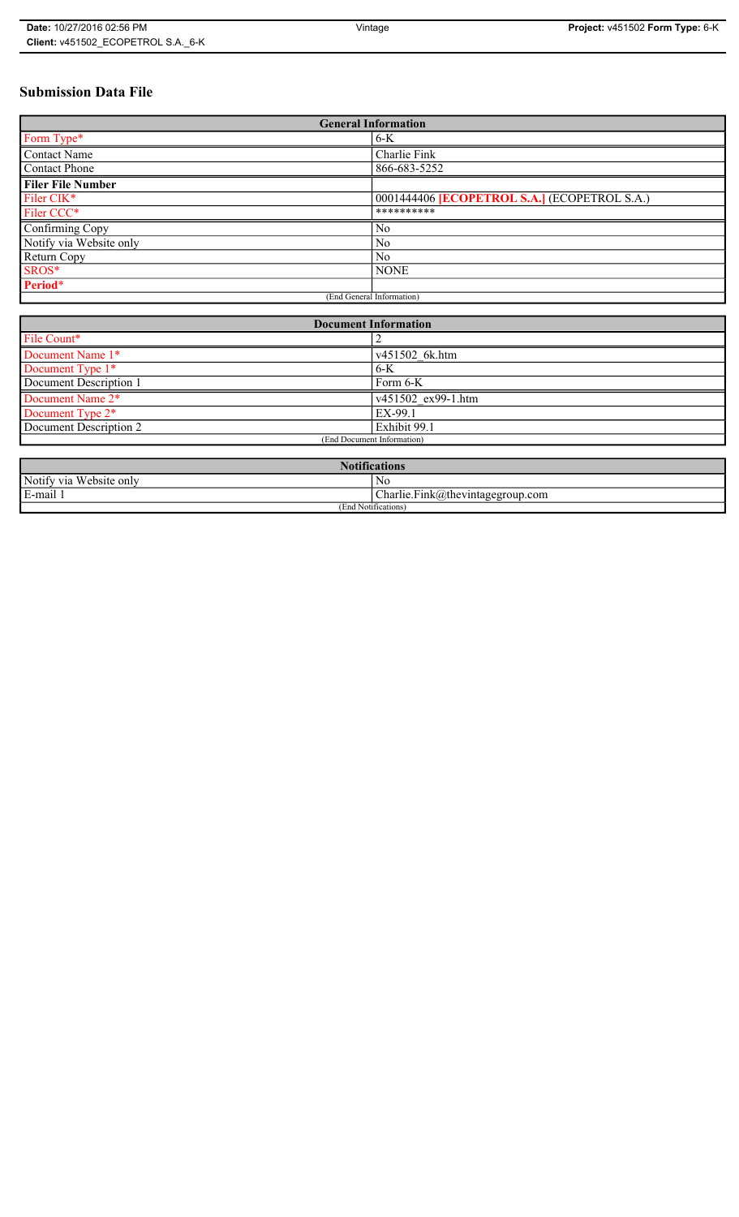# Submission Data File

| General Information | |
|---|---|
| Form Type* | 6-K |
| Contact Name | Charlie Fink |
| Contact Phone | 866-683-5252 |
| **Filer File Number** | |
| Filer CIK* | 0001444406 **[ECOPETROL S.A.]** (ECOPETROL S.A.) |
| Filer CCC* | ********** |
| Confirming Copy | No |
| Notify via Website only | No |
| Return Copy | No |
| SROS* | NONE |
| **Period*** | |
| (End General Information) | |

| Document Information | |
|---|---|
| File Count* | 2 |
| Document Name 1* | v451502_6k.htm |
| Document Type 1* | 6-K |
| Document Description 1 | Form 6-K |
| Document Name 2* | v451502_ex99-1.htm |
| Document Type 2* | EX-99.1 |
| Document Description 2 | Exhibit 99.1 |
| (End Document Information) | |

| Notifications | |
|---|---|
| Notify via Website only | No |
| E-mail 1 | Charlie.Fink@thevintagegroup.com |
| (End Notifications) | |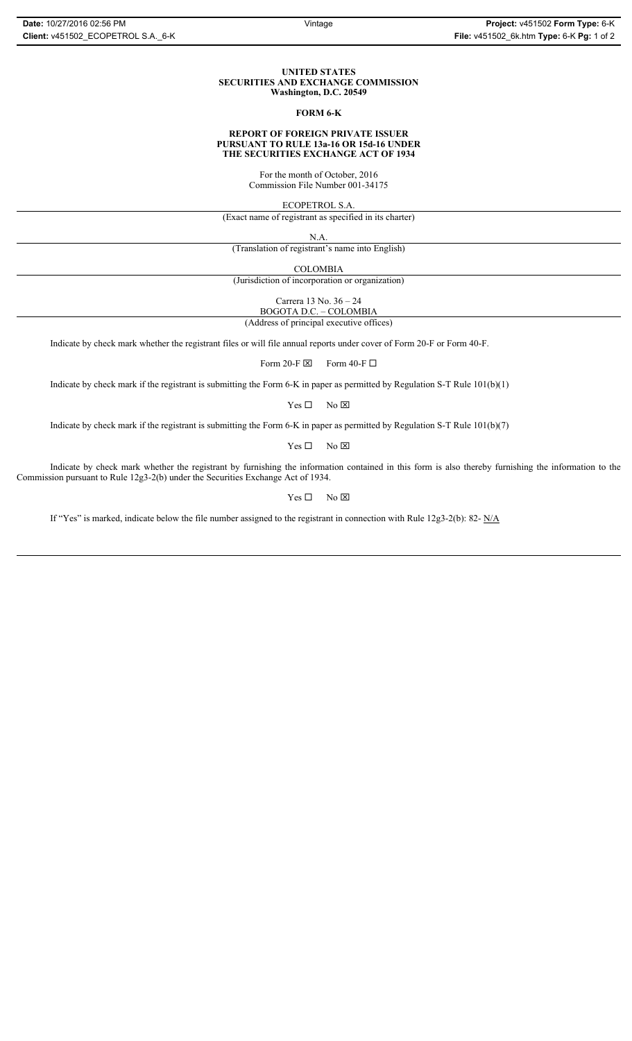**UNITED STATES**
**SECURITIES AND EXCHANGE COMMISSION**
**Washington, D.C. 20549**

**FORM 6-K**

**REPORT OF FOREIGN PRIVATE ISSUER**
**PURSUANT TO RULE 13a-16 OR 15d-16 UNDER**
**THE SECURITIES EXCHANGE ACT OF 1934**

For the month of October, 2016
Commission File Number 001-34175

ECOPETROL S.A.
(Exact name of registrant as specified in its charter)

N.A.
(Translation of registrant's name into English)

COLOMBIA
(Jurisdiction of incorporation or organization)

Carrera 13 No. 36 – 24
BOGOTA D.C. – COLOMBIA
(Address of principal executive offices)

Indicate by check mark whether the registrant files or will file annual reports under cover of Form 20-F or Form 40-F.

Form 20-F ☒ Form 40-F ☐

Indicate by check mark if the registrant is submitting the Form 6-K in paper as permitted by Regulation S-T Rule 101(b)(1)

Yes ☐ No ☒

Indicate by check mark if the registrant is submitting the Form 6-K in paper as permitted by Regulation S-T Rule 101(b)(7)

Yes ☐ No ☒

Indicate by check mark whether the registrant by furnishing the information contained in this form is also thereby furnishing the information to the Commission pursuant to Rule 12g3-2(b) under the Securities Exchange Act of 1934.

Yes ☐ No ☒

If "Yes" is marked, indicate below the file number assigned to the registrant in connection with Rule 12g3-2(b): 82- N/A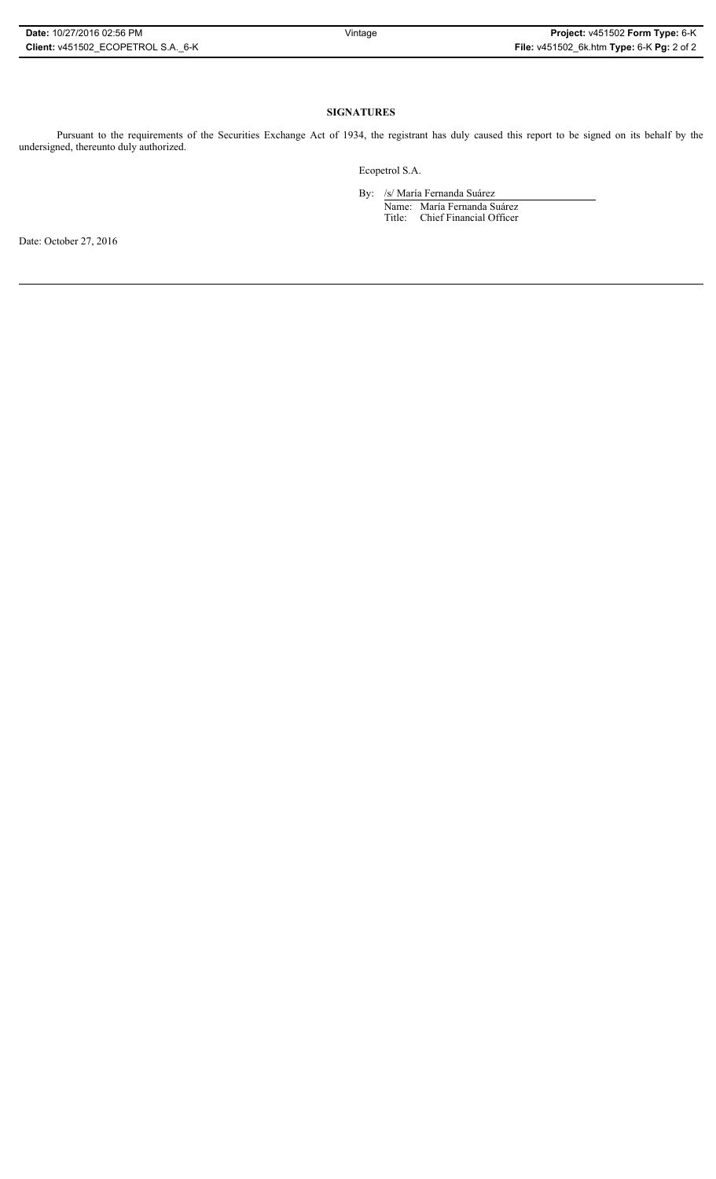**SIGNATURES**

Pursuant to the requirements of the Securities Exchange Act of 1934, the registrant has duly caused this report to be signed on its behalf by the undersigned, thereunto duly authorized.

Ecopetrol S.A.

By: /s/ María Fernanda Suárez

Name: María Fernanda Suárez

Title: Chief Financial Officer

Date: October 27, 2016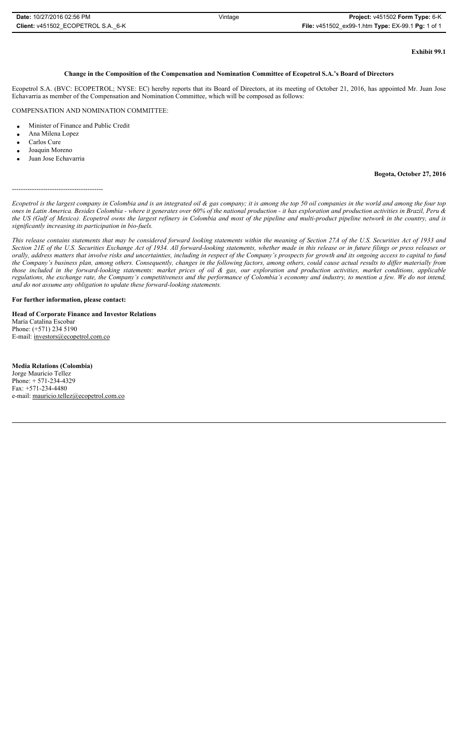**Exhibit 99.1**

**Change in the Composition of the Compensation and Nomination Committee of Ecopetrol S.A.'s Board of Directors**

Ecopetrol S.A. (BVC: ECOPETROL; NYSE: EC) hereby reports that its Board of Directors, at its meeting of October 21, 2016, has appointed Mr. Juan Jose Echavarria as member of the Compensation and Nomination Committee, which will be composed as follows:

COMPENSATION AND NOMINATION COMMITTEE:

- Minister of Finance and Public Credit
- Ana Milena Lopez
- Carlos Cure
- Joaquin Moreno
- Juan Jose Echavarria

**Bogota, October 27, 2016**

-----------------------------------------

*Ecopetrol is the largest company in Colombia and is an integrated oil & gas company; it is among the top 50 oil companies in the world and among the four top ones in Latin America. Besides Colombia - where it generates over 60% of the national production - it has exploration and production activities in Brazil, Peru & the US (Gulf of Mexico). Ecopetrol owns the largest refinery in Colombia and most of the pipeline and multi-product pipeline network in the country, and is significantly increasing its participation in bio-fuels.*

*This release contains statements that may be considered forward looking statements within the meaning of Section 27A of the U.S. Securities Act of 1933 and Section 21E of the U.S. Securities Exchange Act of 1934. All forward-looking statements, whether made in this release or in future filings or press releases or orally, address matters that involve risks and uncertainties, including in respect of the Company's prospects for growth and its ongoing access to capital to fund the Company's business plan, among others. Consequently, changes in the following factors, among others, could cause actual results to differ materially from those included in the forward-looking statements: market prices of oil & gas, our exploration and production activities, market conditions, applicable regulations, the exchange rate, the Company's competitiveness and the performance of Colombia's economy and industry, to mention a few. We do not intend, and do not assume any obligation to update these forward-looking statements.*

**For further information, please contact:**

**Head of Corporate Finance and Investor Relations**
María Catalina Escobar
Phone: (+571) 234 5190
E-mail: investors@ecopetrol.com.co

**Media Relations (Colombia)**
Jorge Mauricio Tellez
Phone: + 571-234-4329
Fax: +571-234-4480
e-mail: mauricio.tellez@ecopetrol.com.co